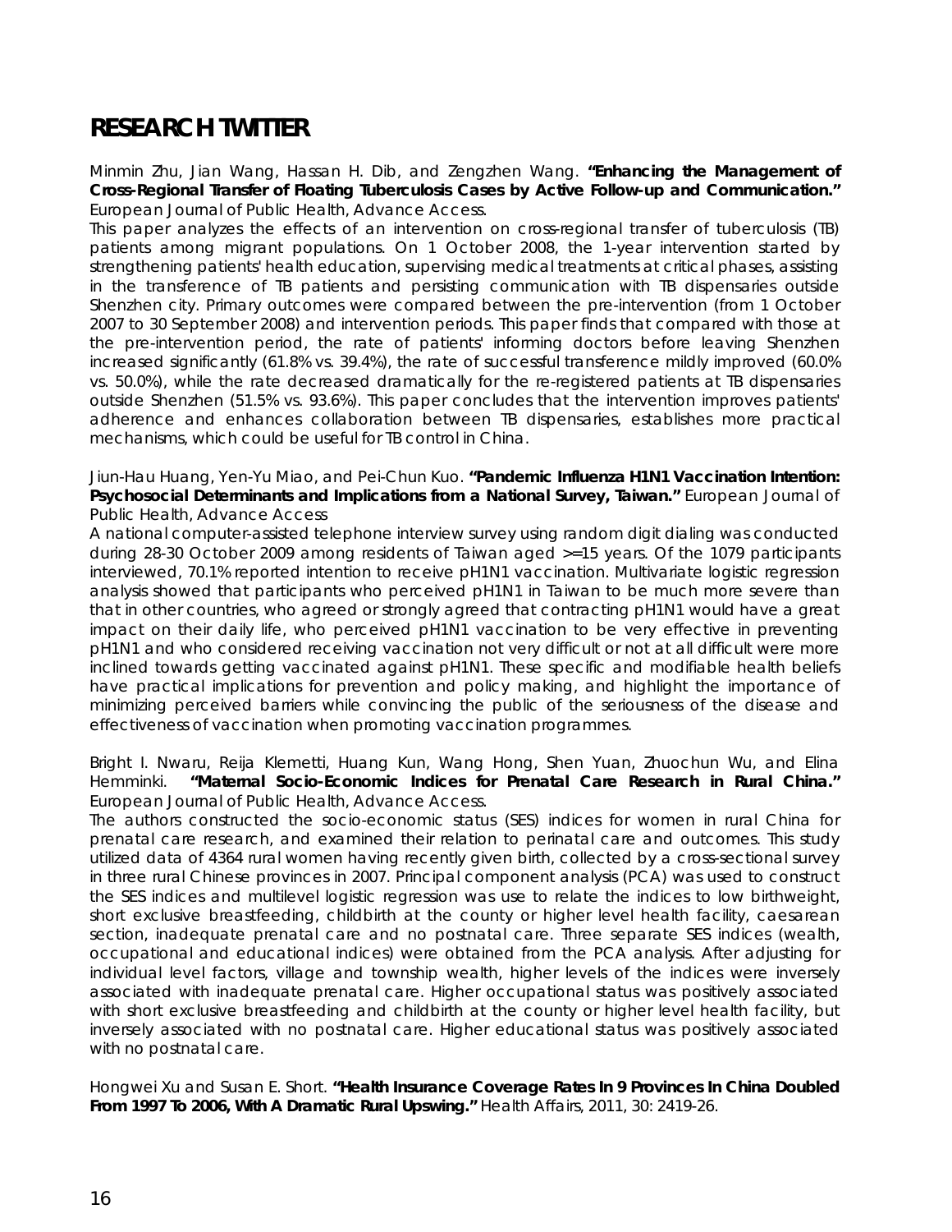# RESEARCH TWITTER

Minmin Zhu, Jian Wang, Hassan H. Dib, and Zengzhen Wang. **"Enhancing the Management of Cross-Regional Transfer of Floating Tuberculosis Cases by Active Follow-up and Communication."** European Journal of Public Health, Advance Access.

This paper analyzes the effects of an intervention on cross-regional transfer of tuberculosis (TB) patients among migrant populations. On 1 October 2008, the 1-year intervention started by strengthening patients' health education, supervising medical treatments at critical phases, assisting in the transference of TB patients and persisting communication with TB dispensaries outside Shenzhen city. Primary outcomes were compared between the pre-intervention (from 1 October 2007 to 30 September 2008) and intervention periods. This paper finds that compared with those at the pre-intervention period, the rate of patients' informing doctors before leaving Shenzhen increased significantly (61.8% vs. 39.4%), the rate of successful transference mildly improved (60.0% vs. 50.0%), while the rate decreased dramatically for the re-registered patients at TB dispensaries outside Shenzhen (51.5% vs. 93.6%). This paper concludes that the intervention improves patients' adherence and enhances collaboration between TB dispensaries, establishes more practical mechanisms, which could be useful for TB control in China.

Jiun-Hau Huang, Yen-Yu Miao, and Pei-Chun Kuo. **"Pandemic Influenza H1N1 Vaccination Intention: Psychosocial Determinants and Implications from a National Survey, Taiwan."** European Journal of Public Health, Advance Access

A national computer-assisted telephone interview survey using random digit dialing was conducted during 28-30 October 2009 among residents of Taiwan aged >=15 years. Of the 1079 participants interviewed, 70.1% reported intention to receive pH1N1 vaccination. Multivariate logistic regression analysis showed that participants who perceived pH1N1 in Taiwan to be much more severe than that in other countries, who agreed or strongly agreed that contracting pH1N1 would have a great impact on their daily life, who perceived pH1N1 vaccination to be very effective in preventing pH1N1 and who considered receiving vaccination not very difficult or not at all difficult were more inclined towards getting vaccinated against pH1N1. These specific and modifiable health beliefs have practical implications for prevention and policy making, and highlight the importance of minimizing perceived barriers while convincing the public of the seriousness of the disease and effectiveness of vaccination when promoting vaccination programmes.

Bright I. Nwaru, Reija Klemetti, Huang Kun, Wang Hong, Shen Yuan, Zhuochun Wu, and Elina Hemminki. **"Maternal Socio-Economic Indices for Prenatal Care Research in Rural China."** European Journal of Public Health, Advance Access.

The authors constructed the socio-economic status (SES) indices for women in rural China for prenatal care research, and examined their relation to perinatal care and outcomes. This study utilized data of 4364 rural women having recently given birth, collected by a cross-sectional survey in three rural Chinese provinces in 2007. Principal component analysis (PCA) was used to construct the SES indices and multilevel logistic regression was use to relate the indices to low birthweight, short exclusive breastfeeding, childbirth at the county or higher level health facility, caesarean section, inadequate prenatal care and no postnatal care. Three separate SES indices (wealth, occupational and educational indices) were obtained from the PCA analysis. After adjusting for individual level factors, village and township wealth, higher levels of the indices were inversely associated with inadequate prenatal care. Higher occupational status was positively associated with short exclusive breastfeeding and childbirth at the county or higher level health facility, but inversely associated with no postnatal care. Higher educational status was positively associated with no postnatal care.

Hongwei Xu and Susan E. Short. **"Health Insurance Coverage Rates In 9 Provinces In China Doubled From 1997 To 2006, With A Dramatic Rural Upswing."** Health Affairs, 2011, 30: 2419-26.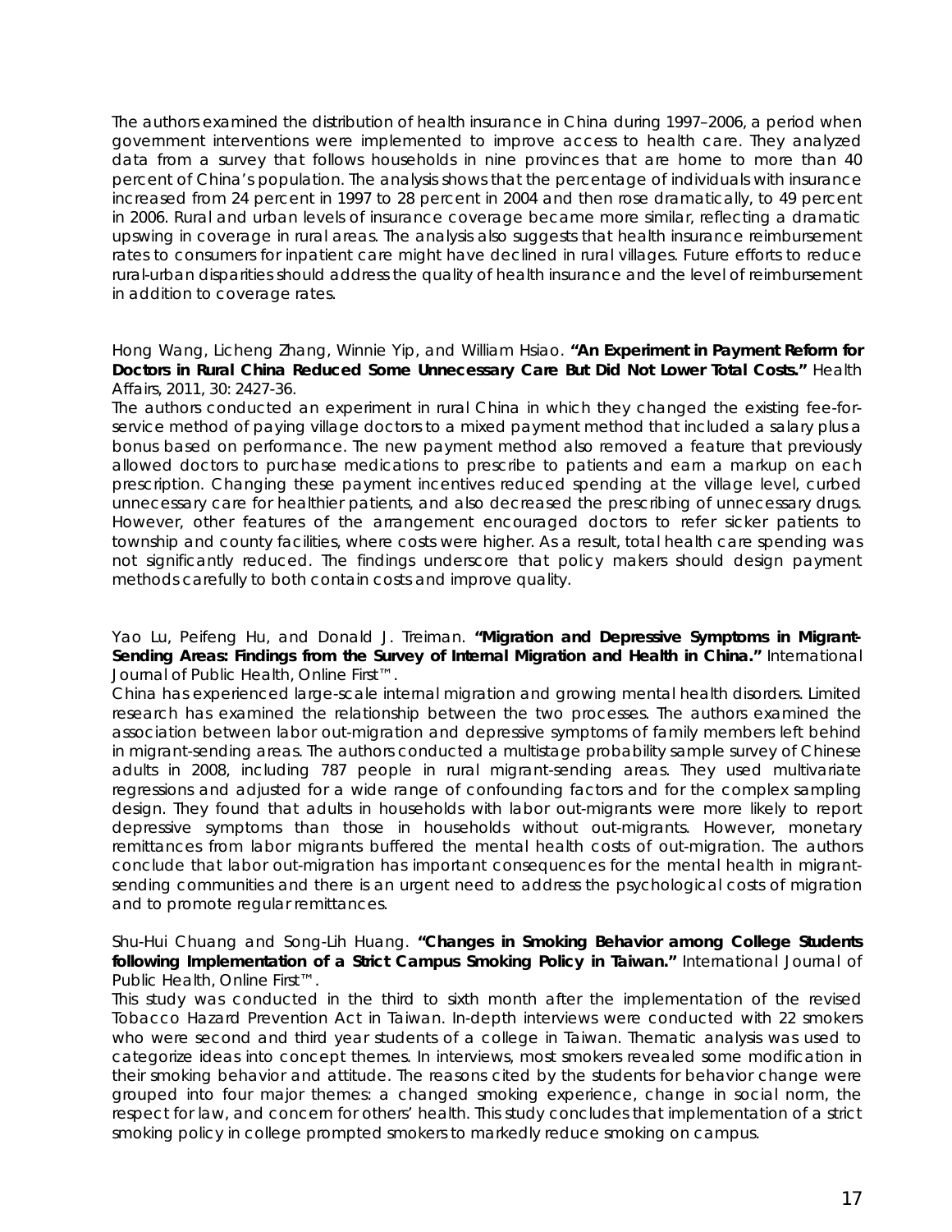The authors examined the distribution of health insurance in China during 1997–2006, a period when government interventions were implemented to improve access to health care. They analyzed data from a survey that follows households in nine provinces that are home to more than 40 percent of China's population. The analysis shows that the percentage of individuals with insurance increased from 24 percent in 1997 to 28 percent in 2004 and then rose dramatically, to 49 percent in 2006. Rural and urban levels of insurance coverage became more similar, reflecting a dramatic upswing in coverage in rural areas. The analysis also suggests that health insurance reimbursement rates to consumers for inpatient care might have declined in rural villages. Future efforts to reduce rural-urban disparities should address the quality of health insurance and the level of reimbursement in addition to coverage rates.

Hong Wang, Licheng Zhang, Winnie Yip, and William Hsiao. **"An Experiment in Payment Reform for Doctors in Rural China Reduced Some Unnecessary Care But Did Not Lower Total Costs."** Health Affairs, 2011, 30: 2427-36.

The authors conducted an experiment in rural China in which they changed the existing fee-for-service method of paying village doctors to a mixed payment method that included a salary plus a bonus based on performance. The new payment method also removed a feature that previously allowed doctors to purchase medications to prescribe to patients and earn a markup on each prescription. Changing these payment incentives reduced spending at the village level, curbed unnecessary care for healthier patients, and also decreased the prescribing of unnecessary drugs. However, other features of the arrangement encouraged doctors to refer sicker patients to township and county facilities, where costs were higher. As a result, total health care spending was not significantly reduced. The findings underscore that policy makers should design payment methods carefully to both contain costs and improve quality.

Yao Lu, Peifeng Hu, and Donald J. Treiman. **"Migration and Depressive Symptoms in Migrant-Sending Areas: Findings from the Survey of Internal Migration and Health in China."** International Journal of Public Health, Online First™.

China has experienced large-scale internal migration and growing mental health disorders. Limited research has examined the relationship between the two processes. The authors examined the association between labor out-migration and depressive symptoms of family members left behind in migrant-sending areas. The authors conducted a multistage probability sample survey of Chinese adults in 2008, including 787 people in rural migrant-sending areas. They used multivariate regressions and adjusted for a wide range of confounding factors and for the complex sampling design. They found that adults in households with labor out-migrants were more likely to report depressive symptoms than those in households without out-migrants. However, monetary remittances from labor migrants buffered the mental health costs of out-migration. The authors conclude that labor out-migration has important consequences for the mental health in migrant-sending communities and there is an urgent need to address the psychological costs of migration and to promote regular remittances.

Shu-Hui Chuang and Song-Lih Huang. **"Changes in Smoking Behavior among College Students following Implementation of a Strict Campus Smoking Policy in Taiwan."** International Journal of Public Health, Online First™.

This study was conducted in the third to sixth month after the implementation of the revised Tobacco Hazard Prevention Act in Taiwan. In-depth interviews were conducted with 22 smokers who were second and third year students of a college in Taiwan. Thematic analysis was used to categorize ideas into concept themes. In interviews, most smokers revealed some modification in their smoking behavior and attitude. The reasons cited by the students for behavior change were grouped into four major themes: a changed smoking experience, change in social norm, the respect for law, and concern for others' health. This study concludes that implementation of a strict smoking policy in college prompted smokers to markedly reduce smoking on campus.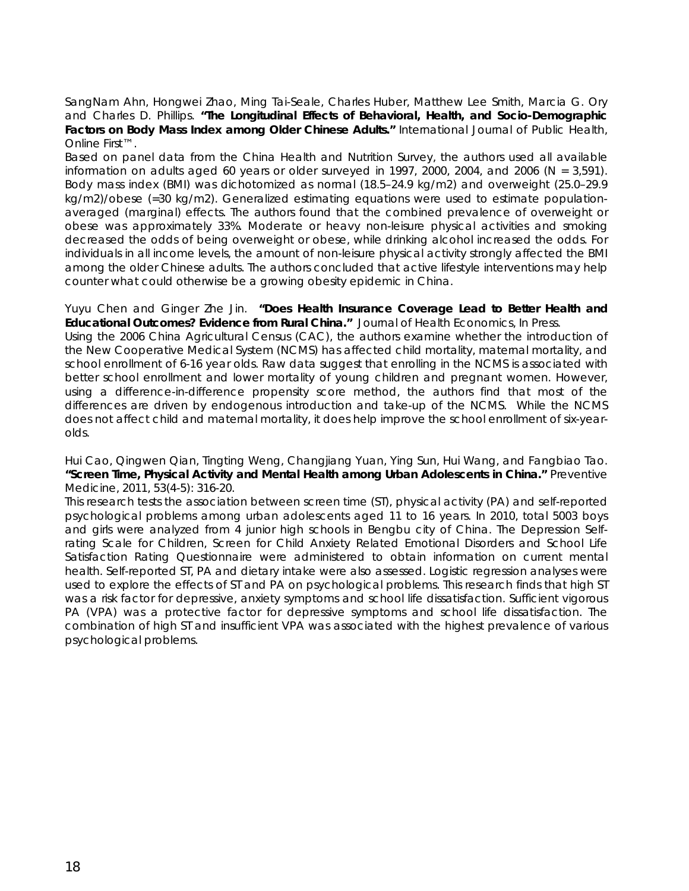SangNam Ahn, Hongwei Zhao, Ming Tai-Seale, Charles Huber, Matthew Lee Smith, Marcia G. Ory and Charles D. Phillips. **"The Longitudinal Effects of Behavioral, Health, and Socio-Demographic Factors on Body Mass Index among Older Chinese Adults."** *International Journal of Public Health, Online First™.*

Based on panel data from the China Health and Nutrition Survey, the authors used all available information on adults aged 60 years or older surveyed in 1997, 2000, 2004, and 2006 (N = 3,591). Body mass index (BMI) was dichotomized as normal (18.5–24.9 kg/m2) and overweight (25.0–29.9 kg/m2)/obese (=30 kg/m2). Generalized estimating equations were used to estimate population-averaged (marginal) effects. The authors found that the combined prevalence of overweight or obese was approximately 33%. Moderate or heavy non-leisure physical activities and smoking decreased the odds of being overweight or obese, while drinking alcohol increased the odds. For individuals in all income levels, the amount of non-leisure physical activity strongly affected the BMI among the older Chinese adults. The authors concluded that active lifestyle interventions may help counter what could otherwise be a growing obesity epidemic in China.

Yuyu Chen and Ginger Zhe Jin. **"Does Health Insurance Coverage Lead to Better Health and Educational Outcomes? Evidence from Rural China."** *Journal of Health Economics, In Press.*

Using the 2006 China Agricultural Census (CAC), the authors examine whether the introduction of the New Cooperative Medical System (NCMS) has affected child mortality, maternal mortality, and school enrollment of 6-16 year olds. Raw data suggest that enrolling in the NCMS is associated with better school enrollment and lower mortality of young children and pregnant women. However, using a difference-in-difference propensity score method, the authors find that most of the differences are driven by endogenous introduction and take-up of the NCMS. While the NCMS does not affect child and maternal mortality, it does help improve the school enrollment of six-year-olds.

Hui Cao, Qingwen Qian, Tingting Weng, Changjiang Yuan, Ying Sun, Hui Wang, and Fangbiao Tao. **"Screen Time, Physical Activity and Mental Health among Urban Adolescents in China."** *Preventive Medicine, 2011, 53(4-5): 316-20.*

This research tests the association between screen time (ST), physical activity (PA) and self-reported psychological problems among urban adolescents aged 11 to 16 years. In 2010, total 5003 boys and girls were analyzed from 4 junior high schools in Bengbu city of China. The Depression Self-rating Scale for Children, Screen for Child Anxiety Related Emotional Disorders and School Life Satisfaction Rating Questionnaire were administered to obtain information on current mental health. Self-reported ST, PA and dietary intake were also assessed. Logistic regression analyses were used to explore the effects of ST and PA on psychological problems. This research finds that high ST was a risk factor for depressive, anxiety symptoms and school life dissatisfaction. Sufficient vigorous PA (VPA) was a protective factor for depressive symptoms and school life dissatisfaction. The combination of high ST and insufficient VPA was associated with the highest prevalence of various psychological problems.